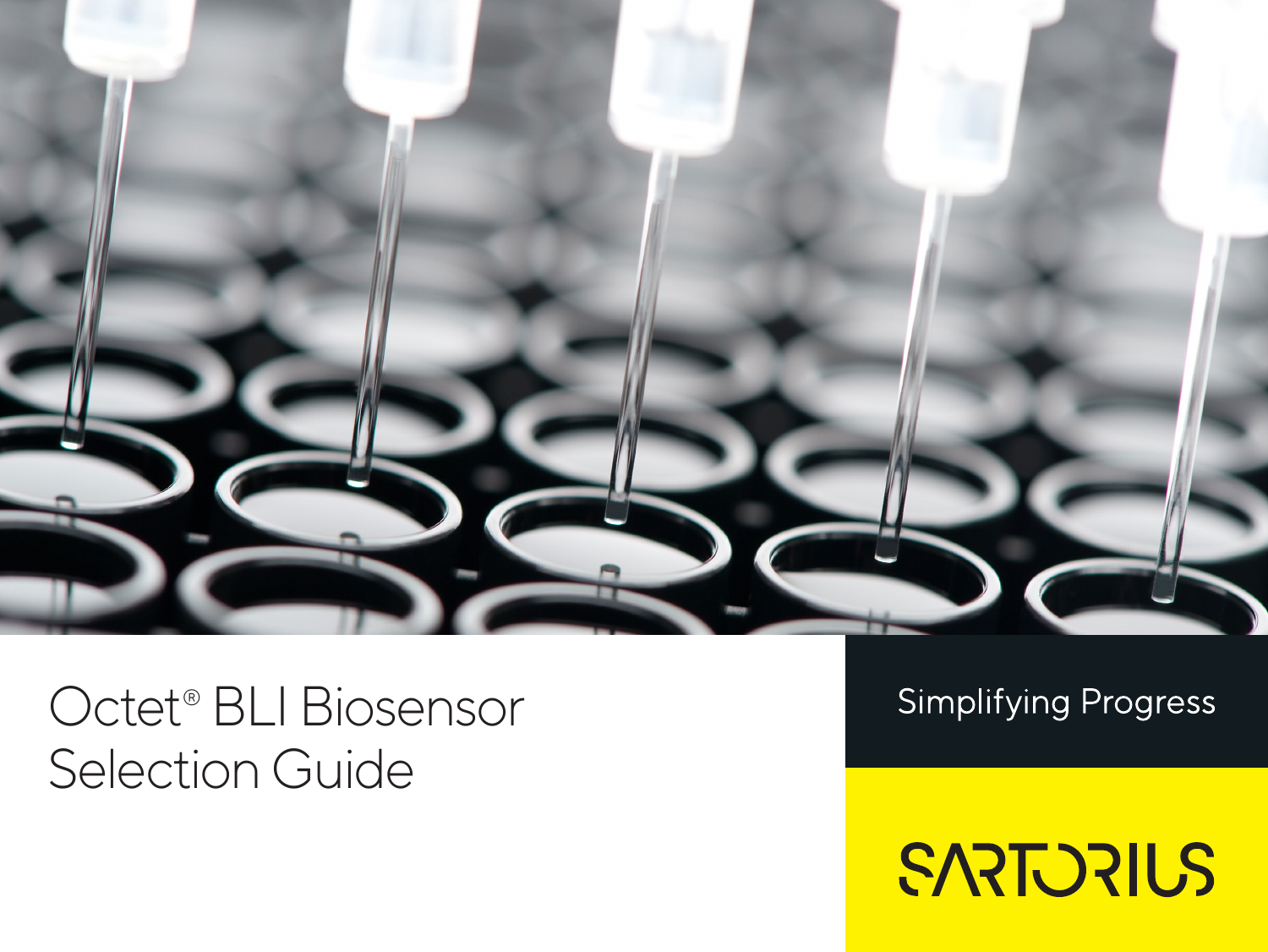# Octet® BLI Biosensor Selection Guide

Simplifying Progress

SARTORIUS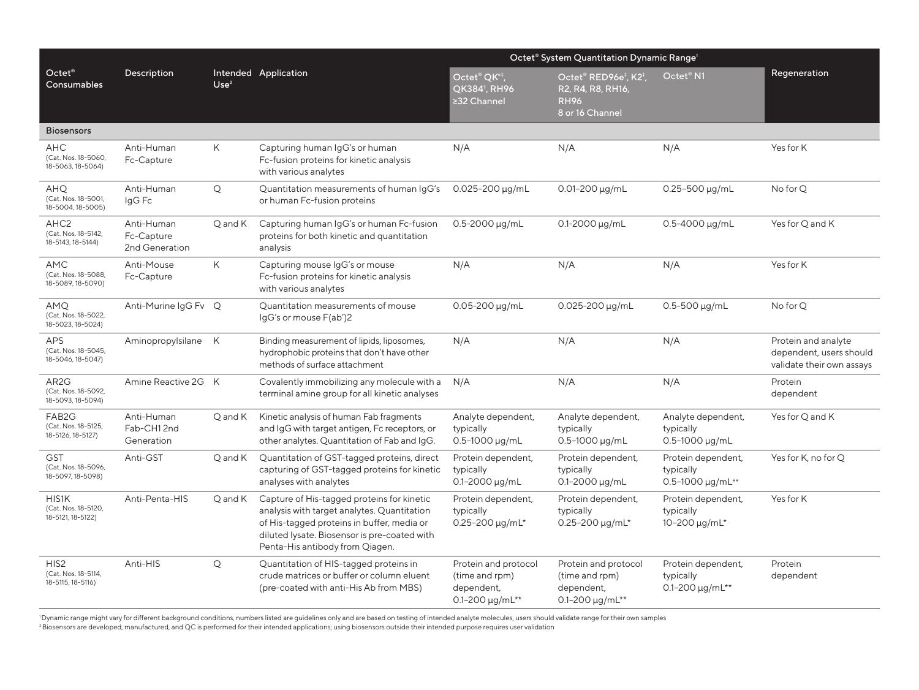| Octet® Consumables | Description | Intended Use[2] | Application | Octet® System Quantitation Dynamic Range[1] | | | Regeneration |
|---|---|---|---|---|---|---|---|
| | | | | Octet® QK[e‡], QK384[‡], RH96 ≥32 Channel | Octet® RED96e[‡], K2[‡], R2, R4, R8, RH16, RH96 8 or 16 Channel | Octet® N1 | |
| **Biosensors** | | | | | | | |
| AHC (Cat. Nos. 18-5060, 18-5063, 18-5064) | Anti-Human Fc-Capture | K | Capturing human IgG's or human Fc-fusion proteins for kinetic analysis with various analytes | N/A | N/A | N/A | Yes for K |
| AHQ (Cat. Nos. 18-5001, 18-5004, 18-5005) | Anti-Human IgG Fc | Q | Quantitation measurements of human IgG's or human Fc-fusion proteins | 0.025–200 µg/mL | 0.01–200 µg/mL | 0.25–500 µg/mL | No for Q |
| AHC2 (Cat. Nos. 18-5142, 18-5143, 18-5144) | Anti-Human Fc-Capture 2nd Generation | Q and K | Capturing human IgG's or human Fc-fusion proteins for both kinetic and quantitation analysis | 0.5-2000 µg/mL | 0.1-2000 µg/mL | 0.5-4000 µg/mL | Yes for Q and K |
| AMC (Cat. Nos. 18-5088, 18-5089, 18-5090) | Anti-Mouse Fc-Capture | K | Capturing mouse IgG's or mouse Fc-fusion proteins for kinetic analysis with various analytes | N/A | N/A | N/A | Yes for K |
| AMQ (Cat. Nos. 18-5022, 18-5023, 18-5024) | Anti-Murine IgG Fv | Q | Quantitation measurements of mouse IgG's or mouse F(ab')2 | 0.05-200 µg/mL | 0.025-200 µg/mL | 0.5-500 µg/mL | No for Q |
| APS (Cat. Nos. 18-5045, 18-5046, 18-5047) | Aminopropylsilane | K | Binding measurement of lipids, liposomes, hydrophobic proteins that don't have other methods of surface attachment | N/A | N/A | N/A | Protein and analyte dependent, users should validate their own assays |
| AR2G (Cat. Nos. 18-5092, 18-5093, 18-5094) | Amine Reactive 2G | K | Covalently immobilizing any molecule with a terminal amine group for all kinetic analyses | N/A | N/A | N/A | Protein dependent |
| FAB2G (Cat. Nos. 18-5125, 18-5126, 18-5127) | Anti-Human Fab-CH1 2nd Generation | Q and K | Kinetic analysis of human Fab fragments and IgG with target antigen, Fc receptors, or other analytes. Quantitation of Fab and IgG. | Analyte dependent, typically 0.5–1000 µg/mL | Analyte dependent, typically 0.5–1000 µg/mL | Analyte dependent, typically 0.5–1000 µg/mL | Yes for Q and K |
| GST (Cat. Nos. 18-5096, 18-5097, 18-5098) | Anti-GST | Q and K | Quantitation of GST-tagged proteins, direct capturing of GST-tagged proteins for kinetic analyses with analytes | Protein dependent, typically 0.1–2000 µg/mL | Protein dependent, typically 0.1–2000 µg/mL | Protein dependent, typically 0.5–1000 µg/mL** | Yes for K, no for Q |
| HIS1K (Cat. Nos. 18-5120, 18-5121, 18-5122) | Anti-Penta-HIS | Q and K | Capture of His-tagged proteins for kinetic analysis with target analytes. Quantitation of His-tagged proteins in buffer, media or diluted lysate. Biosensor is pre-coated with Penta-His antibody from Qiagen. | Protein dependent, typically 0.25–200 µg/mL* | Protein dependent, typically 0.25–200 µg/mL* | Protein dependent, typically 10–200 µg/mL* | Yes for K |
| HIS2 (Cat. Nos. 18-5114, 18-5115, 18-5116) | Anti-HIS | Q | Quantitation of HIS-tagged proteins in crude matrices or buffer or column eluent (pre-coated with anti-His Ab from MBS) | Protein and protocol (time and rpm) dependent, 0.1–200 µg/mL** | Protein and protocol (time and rpm) dependent, 0.1–200 µg/mL** | Protein dependent, typically 0.1–200 µg/mL** | Protein dependent |

[1] Dynamic range might vary for different background conditions, numbers listed are guidelines only and are based on testing of intended analyte molecules, users should validate range for their own samples

[2] Biosensors are developed, manufactured, and QC is performed for their intended applications; using biosensors outside their intended purpose requires user validation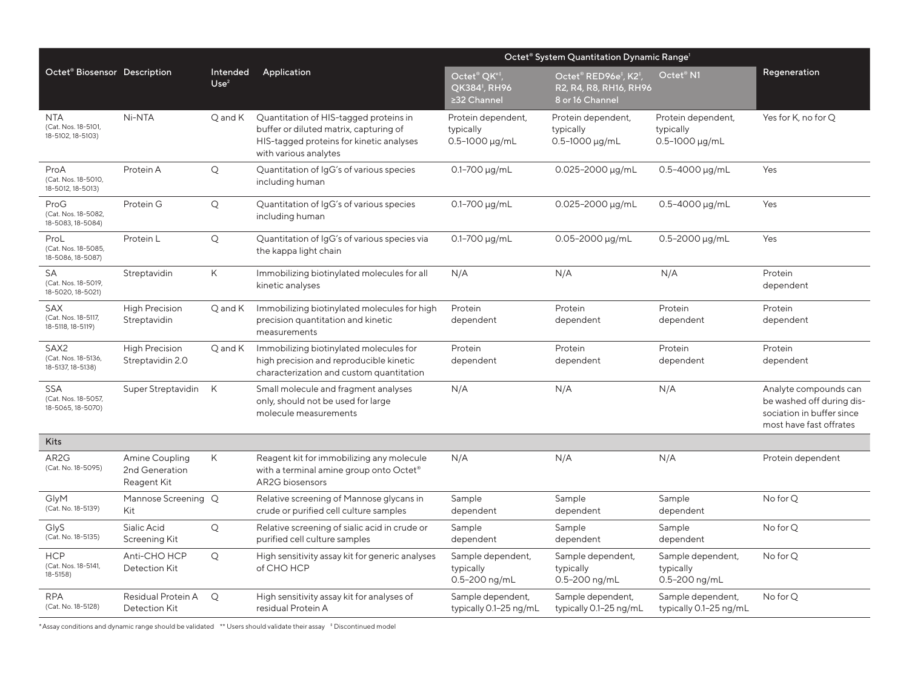| Octet® Biosensor | Description | Intended Use[2] | Application | Octet® System Quantitation Dynamic Range[1] | | | Regeneration |
|---|---|---|---|---|---|---|---|
| | | | | Octet® QK[e‡], QK384[‡], RH96 ≥32 Channel | Octet® RED96e[‡], K2[‡], R2, R4, R8, RH16, RH96 8 or 16 Channel | Octet® N1 | |
| NTA (Cat. Nos. 18-5101, 18-5102, 18-5103) | Ni-NTA | Q and K | Quantitation of HIS-tagged proteins in buffer or diluted matrix, capturing of HIS-tagged proteins for kinetic analyses with various analytes | Protein dependent, typically 0.5–1000 µg/mL | Protein dependent, typically 0.5–1000 µg/mL | Protein dependent, typically 0.5–1000 µg/mL | Yes for K, no for Q |
| ProA (Cat. Nos. 18-5010, 18-5012, 18-5013) | Protein A | Q | Quantitation of IgG's of various species including human | 0.1–700 µg/mL | 0.025–2000 µg/mL | 0.5–4000 µg/mL | Yes |
| ProG (Cat. Nos. 18-5082, 18-5083, 18-5084) | Protein G | Q | Quantitation of IgG's of various species including human | 0.1–700 µg/mL | 0.025–2000 µg/mL | 0.5–4000 µg/mL | Yes |
| ProL (Cat. Nos. 18-5085, 18-5086, 18-5087) | Protein L | Q | Quantitation of IgG's of various species via the kappa light chain | 0.1–700 µg/mL | 0.05–2000 µg/mL | 0.5–2000 µg/mL | Yes |
| SA (Cat. Nos. 18-5019, 18-5020, 18-5021) | Streptavidin | K | Immobilizing biotinylated molecules for all kinetic analyses | N/A | N/A | N/A | Protein dependent |
| SAX (Cat. Nos. 18-5117, 18-5118, 18-5119) | High Precision Streptavidin | Q and K | Immobilizing biotinylated molecules for high precision quantitation and kinetic measurements | Protein dependent | Protein dependent | Protein dependent | Protein dependent |
| SAX2 (Cat. Nos. 18-5136, 18-5137, 18-5138) | High Precision Streptavidin 2.0 | Q and K | Immobilizing biotinylated molecules for high precision and reproducible kinetic characterization and custom quantitation | Protein dependent | Protein dependent | Protein dependent | Protein dependent |
| SSA (Cat. Nos. 18-5057, 18-5065, 18-5070) | Super Streptavidin | K | Small molecule and fragment analyses only, should not be used for large molecule measurements | N/A | N/A | N/A | Analyte compounds can be washed off during dissociation in buffer since most have fast offrates |
| **Kits** | | | | | | | |
| AR2G (Cat. No. 18-5095) | Amine Coupling 2nd Generation Reagent Kit | K | Reagent kit for immobilizing any molecule with a terminal amine group onto Octet® AR2G biosensors | N/A | N/A | N/A | Protein dependent |
| GlyM (Cat. No. 18-5139) | Mannose Screening Kit | Q | Relative screening of Mannose glycans in crude or purified cell culture samples | Sample dependent | Sample dependent | Sample dependent | No for Q |
| GlyS (Cat. No. 18-5135) | Sialic Acid Screening Kit | Q | Relative screening of sialic acid in crude or purified cell culture samples | Sample dependent | Sample dependent | Sample dependent | No for Q |
| HCP (Cat. Nos. 18-5141, 18-5158) | Anti-CHO HCP Detection Kit | Q | High sensitivity assay kit for generic analyses of CHO HCP | Sample dependent, typically 0.5–200 ng/mL | Sample dependent, typically 0.5–200 ng/mL | Sample dependent, typically 0.5–200 ng/mL | No for Q |
| RPA (Cat. No. 18-5128) | Residual Protein A Detection Kit | Q | High sensitivity assay kit for analyses of residual Protein A | Sample dependent, typically 0.1–25 ng/mL | Sample dependent, typically 0.1–25 ng/mL | Sample dependent, typically 0.1–25 ng/mL | No for Q |

* Assay conditions and dynamic range should be validated ** Users should validate their assay ‡ Discontinued model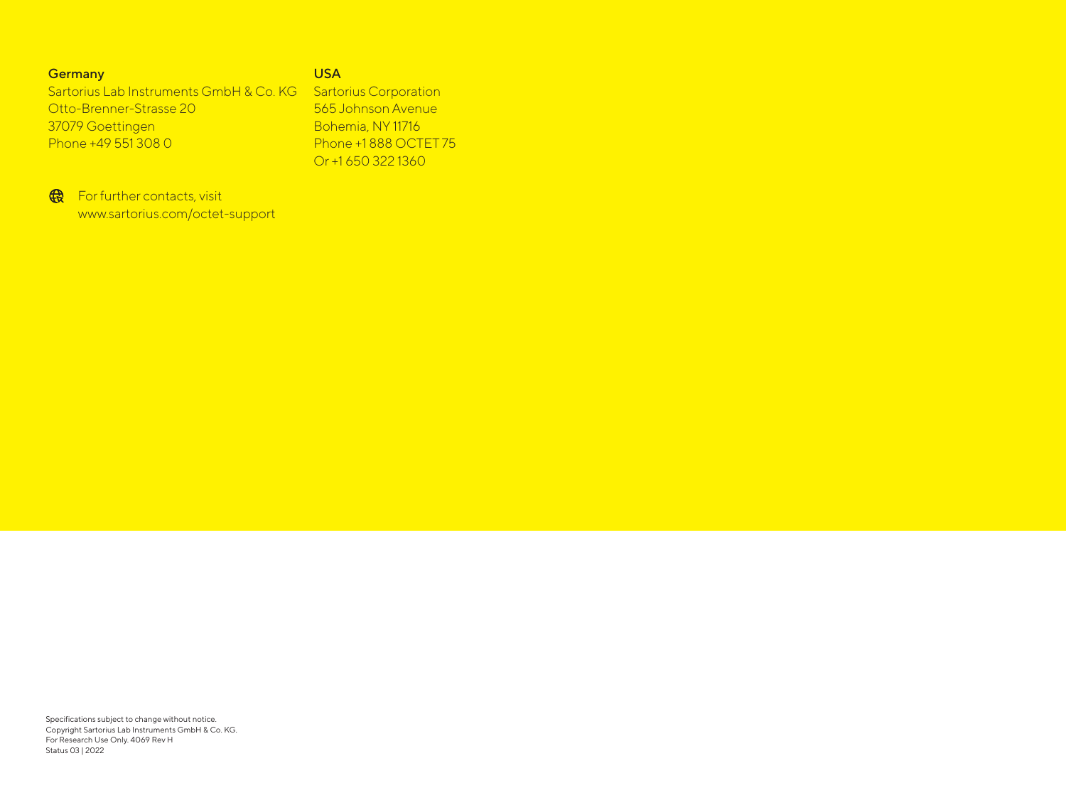**Germany**

Sartorius Lab Instruments GmbH & Co. KG
Otto-Brenner-Strasse 20
37079 Goettingen
Phone +49 551 308 0

**USA**

Sartorius Corporation
565 Johnson Avenue
Bohemia, NY 11716
Phone +1 888 OCTET 75
Or +1 650 322 1360

For further contacts, visit
www.sartorius.com/octet-support

Specifications subject to change without notice.
Copyright Sartorius Lab Instruments GmbH & Co. KG.
For Research Use Only. 4069 Rev H
Status 03 | 2022